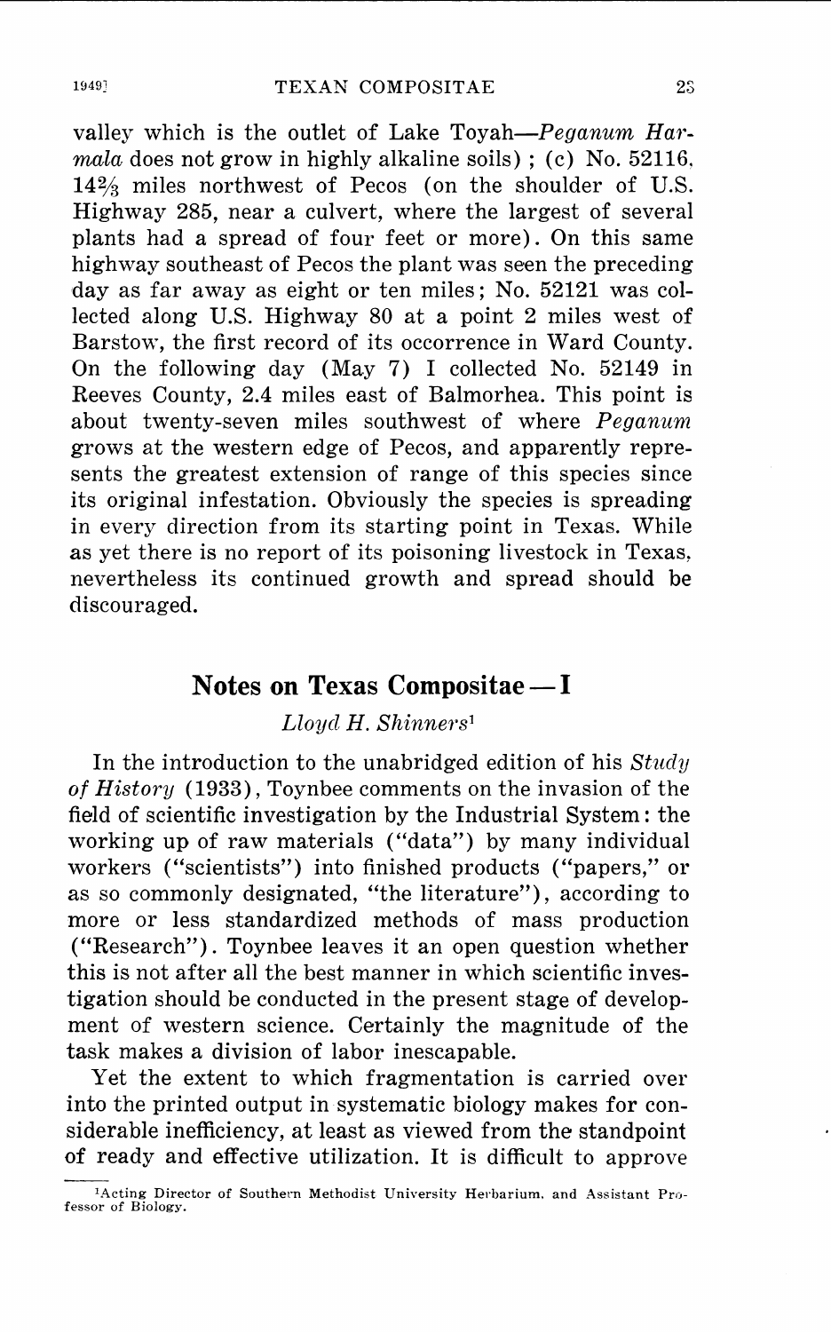valley which is the outlet of Lake Toyah—*Peganum Harmala* does not grow in highly alkaline soils) ; (c) No. 52116, 14⅔ miles northwest of Pecos (on the shoulder of U.S. Highway 285, near a culvert, where the largest of several plants had a spread of four feet or more). On this same highway southeast of Pecos the plant was seen the preceding day as far away as eight or ten miles; No. 52121 was collected along U.S. Highway 80 at a point 2 miles west of Barstow, the first record of its occurrence in Ward County. On the following day (May 7) I collected No. 52149 in Reeves County, 2.4 miles east of Balmorhea. This point is about twenty-seven miles southwest of where *Peganum* grows at the western edge of Pecos, and apparently represents the greatest extension of range of this species since its original infestation. Obviously the species is spreading in every direction from its starting point in Texas. While as yet there is no report of its poisoning livestock in Texas, nevertheless its continued growth and spread should be discouraged.

## Notes on Texas Compositae — I

*Lloyd H. Shinners*[1]

In the introduction to the unabridged edition of his *Study of History* (1933), Toynbee comments on the invasion of the field of scientific investigation by the Industrial System: the working up of raw materials ("data") by many individual workers ("scientists") into finished products ("papers," or as so commonly designated, "the literature"), according to more or less standardized methods of mass production ("Research"). Toynbee leaves it an open question whether this is not after all the best manner in which scientific investigation should be conducted in the present stage of development of western science. Certainly the magnitude of the task makes a division of labor inescapable.

Yet the extent to which fragmentation is carried over into the printed output in systematic biology makes for considerable inefficiency, at least as viewed from the standpoint of ready and effective utilization. It is difficult to approve

[1] Acting Director of Southern Methodist University Herbarium, and Assistant Professor of Biology.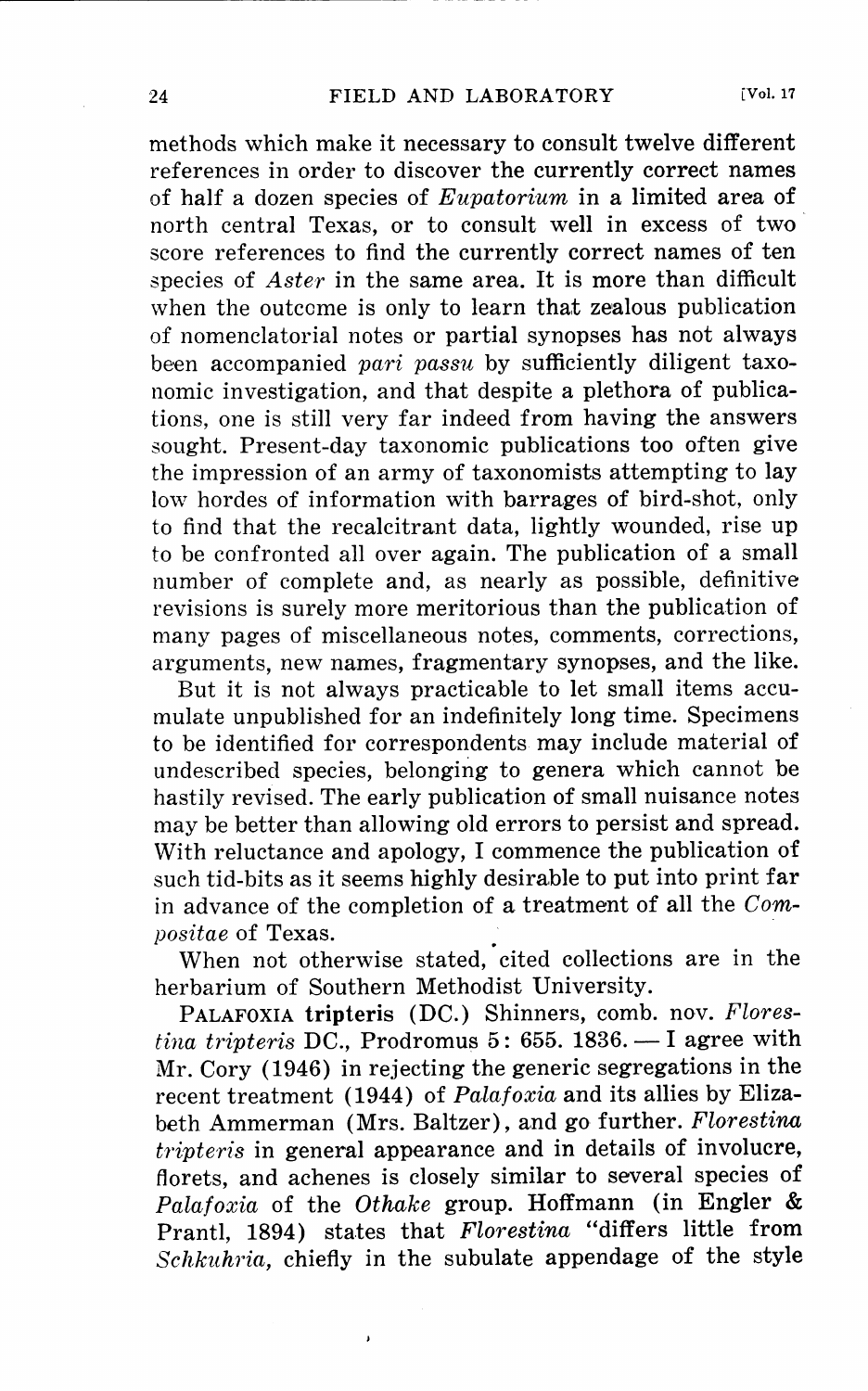methods which make it necessary to consult twelve different references in order to discover the currently correct names of half a dozen species of *Eupatorium* in a limited area of north central Texas, or to consult well in excess of two score references to find the currently correct names of ten species of *Aster* in the same area. It is more than difficult when the outcome is only to learn that zealous publication of nomenclatorial notes or partial synopses has not always been accompanied *pari passu* by sufficiently diligent taxonomic investigation, and that despite a plethora of publications, one is still very far indeed from having the answers sought. Present-day taxonomic publications too often give the impression of an army of taxonomists attempting to lay low hordes of information with barrages of bird-shot, only to find that the recalcitrant data, lightly wounded, rise up to be confronted all over again. The publication of a small number of complete and, as nearly as possible, definitive revisions is surely more meritorious than the publication of many pages of miscellaneous notes, comments, corrections, arguments, new names, fragmentary synopses, and the like.

But it is not always practicable to let small items accumulate unpublished for an indefinitely long time. Specimens to be identified for correspondents may include material of undescribed species, belonging to genera which cannot be hastily revised. The early publication of small nuisance notes may be better than allowing old errors to persist and spread. With reluctance and apology, I commence the publication of such tid-bits as it seems highly desirable to put into print far in advance of the completion of a treatment of all the *Compositae* of Texas.

When not otherwise stated, cited collections are in the herbarium of Southern Methodist University.

PALAFOXIA **tripteris** (DC.) Shinners, comb. nov. *Florestina tripteris* DC., Prodromus 5: 655. 1836. — I agree with Mr. Cory (1946) in rejecting the generic segregations in the recent treatment (1944) of *Palafoxia* and its allies by Elizabeth Ammerman (Mrs. Baltzer), and go further. *Florestina tripteris* in general appearance and in details of involucre, florets, and achenes is closely similar to several species of *Palafoxia* of the *Othake* group. Hoffmann (in Engler & Prantl, 1894) states that *Florestina* "differs little from *Schkuhria*, chiefly in the subulate appendage of the style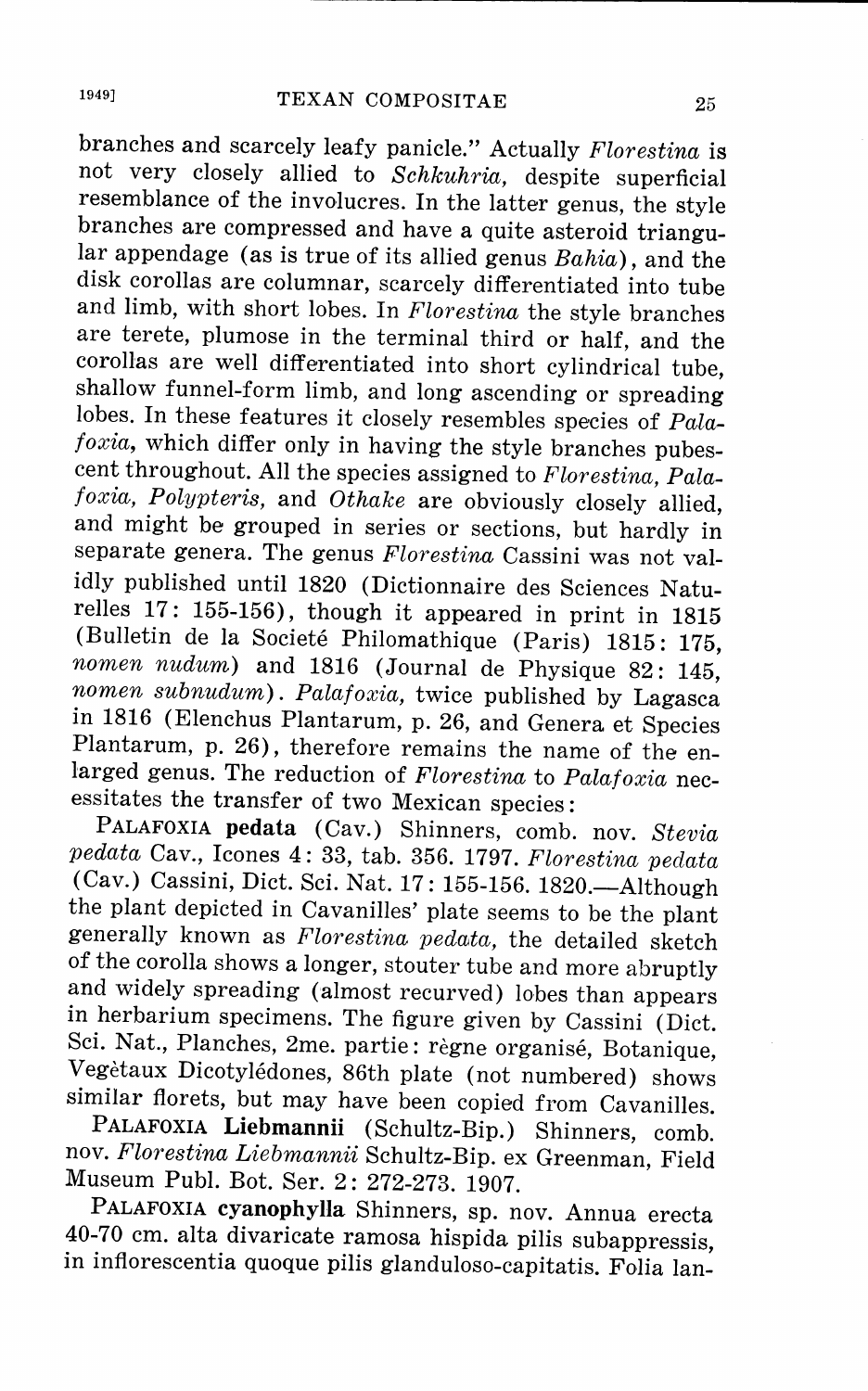branches and scarcely leafy panicle." Actually *Florestina* is not very closely allied to *Schkuhria*, despite superficial resemblance of the involucres. In the latter genus, the style branches are compressed and have a quite asteroid triangular appendage (as is true of its allied genus *Bahia*), and the disk corollas are columnar, scarcely differentiated into tube and limb, with short lobes. In *Florestina* the style branches are terete, plumose in the terminal third or half, and the corollas are well differentiated into short cylindrical tube, shallow funnel-form limb, and long ascending or spreading lobes. In these features it closely resembles species of *Palafoxia*, which differ only in having the style branches pubescent throughout. All the species assigned to *Florestina, Palafoxia, Polypteris,* and *Othake* are obviously closely allied, and might be grouped in series or sections, but hardly in separate genera. The genus *Florestina* Cassini was not validly published until 1820 (Dictionnaire des Sciences Naturelles 17: 155-156), though it appeared in print in 1815 (Bulletin de la Societé Philomathique (Paris) 1815: 175, *nomen nudum*) and 1816 (Journal de Physique 82: 145, *nomen subnudum*). *Palafoxia*, twice published by Lagasca in 1816 (Elenchus Plantarum, p. 26, and Genera et Species Plantarum, p. 26), therefore remains the name of the enlarged genus. The reduction of *Florestina* to *Palafoxia* necessitates the transfer of two Mexican species:

PALAFOXIA **pedata** (Cav.) Shinners, comb. nov. *Stevia pedata* Cav., Icones 4: 33, tab. 356. 1797. *Florestina pedata* (Cav.) Cassini, Dict. Sci. Nat. 17: 155-156. 1820.—Although the plant depicted in Cavanilles' plate seems to be the plant generally known as *Florestina pedata*, the detailed sketch of the corolla shows a longer, stouter tube and more abruptly and widely spreading (almost recurved) lobes than appears in herbarium specimens. The figure given by Cassini (Dict. Sci. Nat., Planches, 2me. partie: règne organisé, Botanique, Vegètaux Dicotylédones, 86th plate (not numbered) shows similar florets, but may have been copied from Cavanilles.

PALAFOXIA **Liebmannii** (Schultz-Bip.) Shinners, comb. nov. *Florestina Liebmannii* Schultz-Bip. ex Greenman, Field Museum Publ. Bot. Ser. 2: 272-273. 1907.

PALAFOXIA **cyanophylla** Shinners, sp. nov. Annua erecta 40-70 cm. alta divaricate ramosa hispida pilis subappressis, in inflorescentia quoque pilis glanduloso-capitatis. Folia lan-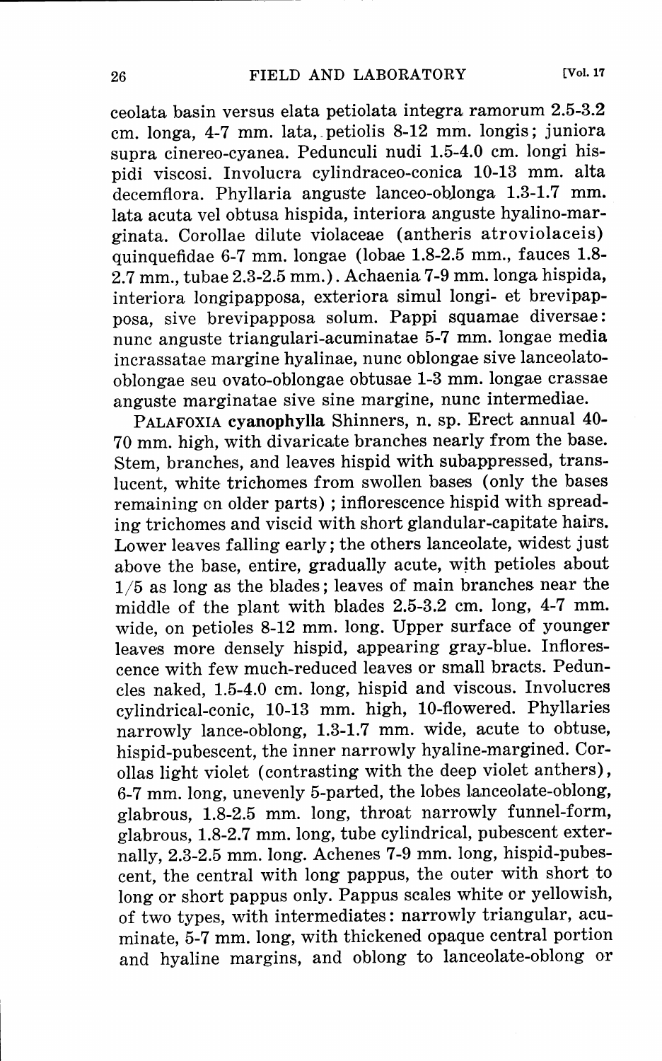ceolata basin versus elata petiolata integra ramorum 2.5-3.2 cm. longa, 4-7 mm. lata, petiolis 8-12 mm. longis; juniora supra cinereo-cyanea. Pedunculi nudi 1.5-4.0 cm. longi hispidi viscosi. Involucra cylindraceo-conica 10-13 mm. alta decemflora. Phyllaria anguste lanceo-oblonga 1.3-1.7 mm. lata acuta vel obtusa hispida, interiora anguste hyalino-marginata. Corollae dilute violaceae (antheris atroviolaceis) quinquefidae 6-7 mm. longae (lobae 1.8-2.5 mm., fauces 1.8-2.7 mm., tubae 2.3-2.5 mm.). Achaenia 7-9 mm. longa hispida, interiora longipapposa, exteriora simul longi- et brevipapposa, sive brevipapposa solum. Pappi squamae diversae: nunc anguste triangulari-acuminatae 5-7 mm. longae media incrassatae margine hyalinae, nunc oblongae sive lanceolato-oblongae seu ovato-oblongae obtusae 1-3 mm. longae crassae anguste marginatae sive sine margine, nunc intermediae.

PALAFOXIA **cyanophylla** Shinners, n. sp. Erect annual 40-70 mm. high, with divaricate branches nearly from the base. Stem, branches, and leaves hispid with subappressed, translucent, white trichomes from swollen bases (only the bases remaining on older parts); inflorescence hispid with spreading trichomes and viscid with short glandular-capitate hairs. Lower leaves falling early; the others lanceolate, widest just above the base, entire, gradually acute, with petioles about 1/5 as long as the blades; leaves of main branches near the middle of the plant with blades 2.5-3.2 cm. long, 4-7 mm. wide, on petioles 8-12 mm. long. Upper surface of younger leaves more densely hispid, appearing gray-blue. Inflorescence with few much-reduced leaves or small bracts. Peduncles naked, 1.5-4.0 cm. long, hispid and viscous. Involucres cylindrical-conic, 10-13 mm. high, 10-flowered. Phyllaries narrowly lance-oblong, 1.3-1.7 mm. wide, acute to obtuse, hispid-pubescent, the inner narrowly hyaline-margined. Corollas light violet (contrasting with the deep violet anthers), 6-7 mm. long, unevenly 5-parted, the lobes lanceolate-oblong, glabrous, 1.8-2.5 mm. long, throat narrowly funnel-form, glabrous, 1.8-2.7 mm. long, tube cylindrical, pubescent externally, 2.3-2.5 mm. long. Achenes 7-9 mm. long, hispid-pubescent, the central with long pappus, the outer with short to long or short pappus only. Pappus scales white or yellowish, of two types, with intermediates: narrowly triangular, acuminate, 5-7 mm. long, with thickened opaque central portion and hyaline margins, and oblong to lanceolate-oblong or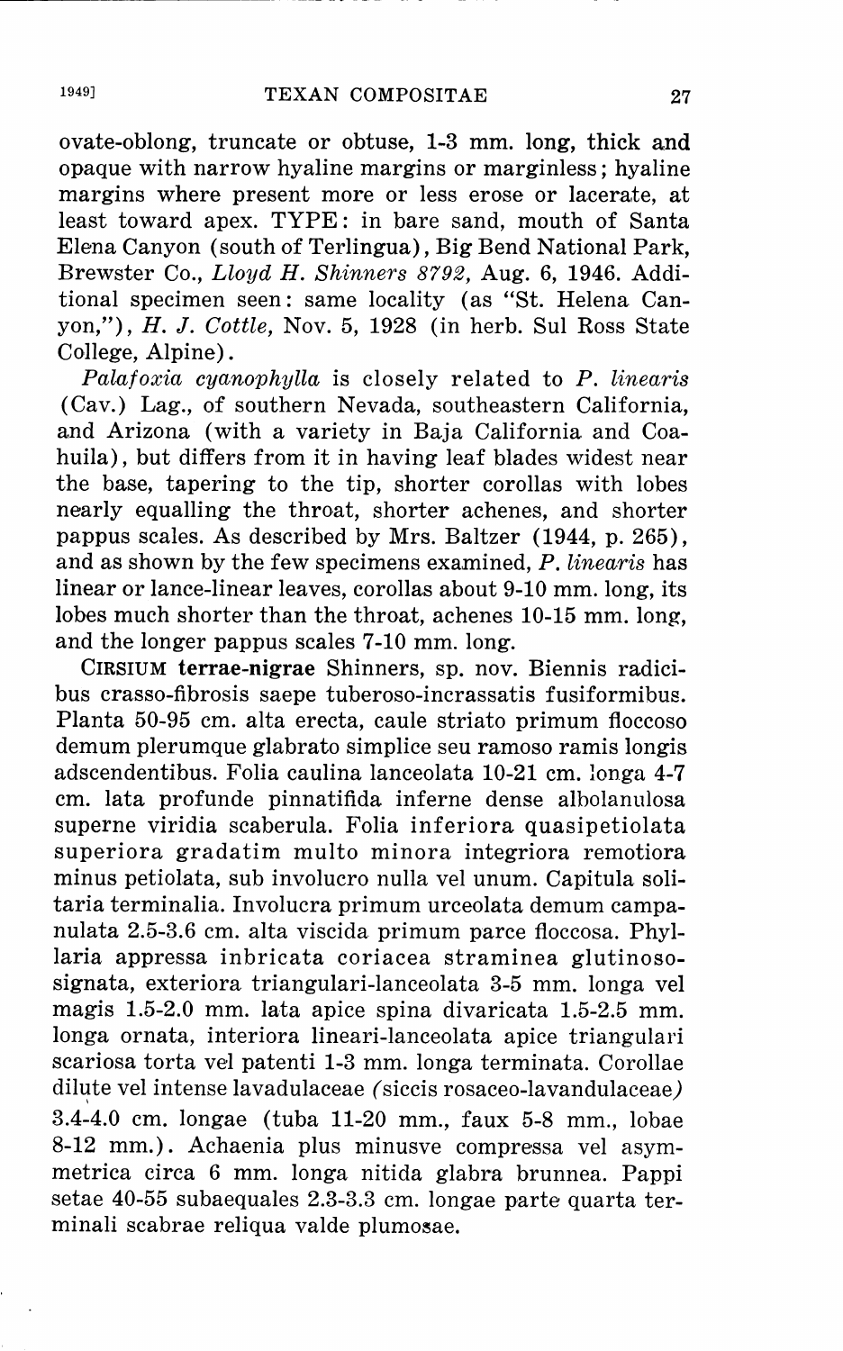ovate-oblong, truncate or obtuse, 1-3 mm. long, thick and opaque with narrow hyaline margins or marginless; hyaline margins where present more or less erose or lacerate, at least toward apex. TYPE: in bare sand, mouth of Santa Elena Canyon (south of Terlingua), Big Bend National Park, Brewster Co., *Lloyd H. Shinners 8792*, Aug. 6, 1946. Additional specimen seen: same locality (as "St. Helena Canyon,"), *H. J. Cottle*, Nov. 5, 1928 (in herb. Sul Ross State College, Alpine).

*Palafoxia cyanophylla* is closely related to *P. linearis* (Cav.) Lag., of southern Nevada, southeastern California, and Arizona (with a variety in Baja California and Coahuila), but differs from it in having leaf blades widest near the base, tapering to the tip, shorter corollas with lobes nearly equalling the throat, shorter achenes, and shorter pappus scales. As described by Mrs. Baltzer (1944, p. 265), and as shown by the few specimens examined, *P. linearis* has linear or lance-linear leaves, corollas about 9-10 mm. long, its lobes much shorter than the throat, achenes 10-15 mm. long, and the longer pappus scales 7-10 mm. long.

CIRSIUM **terrae-nigrae** Shinners, sp. nov. Biennis radicibus crasso-fibrosis saepe tuberoso-incrassatis fusiformibus. Planta 50-95 cm. alta erecta, caule striato primum floccoso demum plerumque glabrato simplice seu ramoso ramis longis adscendentibus. Folia caulina lanceolata 10-21 cm. longa 4-7 cm. lata profunde pinnatifida inferne dense albolanulosa superne viridia scaberula. Folia inferiora quasipetiolata superiora gradatim multo minora integriora remotiora minus petiolata, sub involucro nulla vel unum. Capitula solitaria terminalia. Involucra primum urceolata demum campanulata 2.5-3.6 cm. alta viscida primum parce floccosa. Phyllaria appressa inbricata coriacea straminea glutinoso-signata, exteriora triangulari-lanceolata 3-5 mm. longa vel magis 1.5-2.0 mm. lata apice spina divaricata 1.5-2.5 mm. longa ornata, interiora lineari-lanceolata apice triangulari scariosa torta vel patenti 1-3 mm. longa terminata. Corollae dilute vel intense lavadulaceae (*siccis rosaceo-lavandulaceae*) 3.4-4.0 cm. longae (tuba 11-20 mm., faux 5-8 mm., lobae 8-12 mm.). Achaenia plus minusve compressa vel asymmetrica circa 6 mm. longa nitida glabra brunnea. Pappi setae 40-55 subaequales 2.3-3.3 cm. longae parte quarta terminali scabrae reliqua valde plumosae.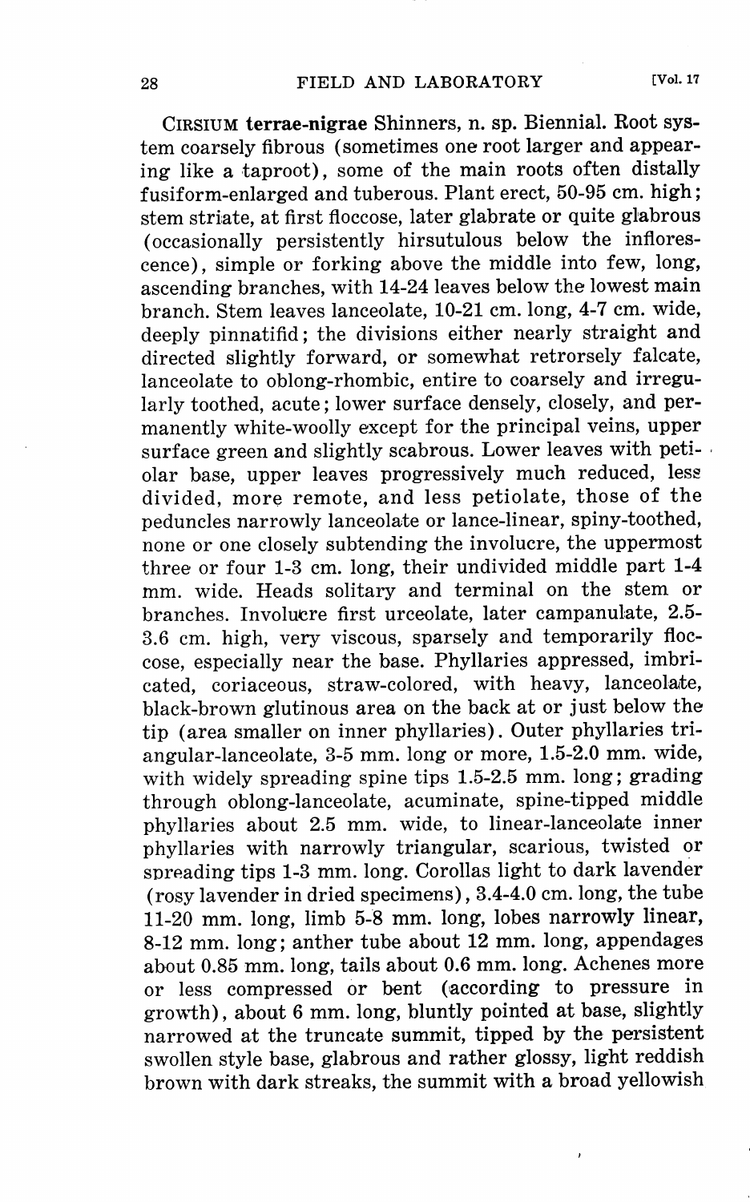CIRSIUM **terrae-nigrae** Shinners, n. sp. Biennial. Root system coarsely fibrous (sometimes one root larger and appearing like a taproot), some of the main roots often distally fusiform-enlarged and tuberous. Plant erect, 50-95 cm. high; stem striate, at first floccose, later glabrate or quite glabrous (occasionally persistently hirsutulous below the inflorescence), simple or forking above the middle into few, long, ascending branches, with 14-24 leaves below the lowest main branch. Stem leaves lanceolate, 10-21 cm. long, 4-7 cm. wide, deeply pinnatifid; the divisions either nearly straight and directed slightly forward, or somewhat retrorsely falcate, lanceolate to oblong-rhombic, entire to coarsely and irregularly toothed, acute; lower surface densely, closely, and permanently white-woolly except for the principal veins, upper surface green and slightly scabrous. Lower leaves with petiolar base, upper leaves progressively much reduced, less divided, more remote, and less petiolate, those of the peduncles narrowly lanceolate or lance-linear, spiny-toothed, none or one closely subtending the involucre, the uppermost three or four 1-3 cm. long, their undivided middle part 1-4 mm. wide. Heads solitary and terminal on the stem or branches. Involucre first urceolate, later campanulate, 2.5-3.6 cm. high, very viscous, sparsely and temporarily floccose, especially near the base. Phyllaries appressed, imbricated, coriaceous, straw-colored, with heavy, lanceolate, black-brown glutinous area on the back at or just below the tip (area smaller on inner phyllaries). Outer phyllaries triangular-lanceolate, 3-5 mm. long or more, 1.5-2.0 mm. wide, with widely spreading spine tips 1.5-2.5 mm. long; grading through oblong-lanceolate, acuminate, spine-tipped middle phyllaries about 2.5 mm. wide, to linear-lanceolate inner phyllaries with narrowly triangular, scarious, twisted or spreading tips 1-3 mm. long. Corollas light to dark lavender (rosy lavender in dried specimens), 3.4-4.0 cm. long, the tube 11-20 mm. long, limb 5-8 mm. long, lobes narrowly linear, 8-12 mm. long; anther tube about 12 mm. long, appendages about 0.85 mm. long, tails about 0.6 mm. long. Achenes more or less compressed or bent (according to pressure in growth), about 6 mm. long, bluntly pointed at base, slightly narrowed at the truncate summit, tipped by the persistent swollen style base, glabrous and rather glossy, light reddish brown with dark streaks, the summit with a broad yellowish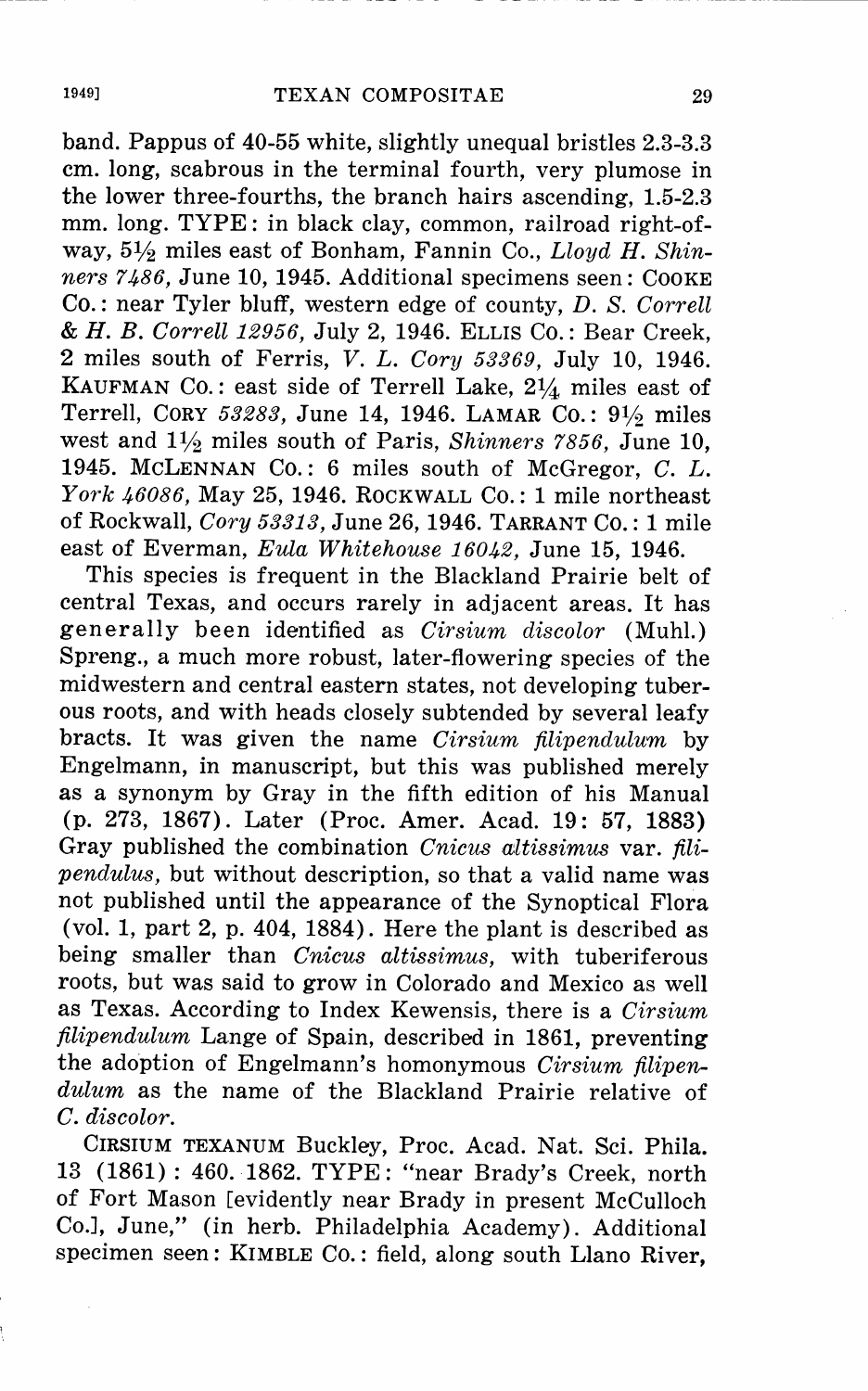band. Pappus of 40-55 white, slightly unequal bristles 2.3-3.3 cm. long, scabrous in the terminal fourth, very plumose in the lower three-fourths, the branch hairs ascending, 1.5-2.3 mm. long. TYPE: in black clay, common, railroad right-of-way, 5½ miles east of Bonham, Fannin Co., *Lloyd H. Shinners 7486*, June 10, 1945. Additional specimens seen: COOKE CO.: near Tyler bluff, western edge of county, *D. S. Correll & H. B. Correll 12956*, July 2, 1946. ELLIS CO.: Bear Creek, 2 miles south of Ferris, *V. L. Cory 53369*, July 10, 1946. KAUFMAN CO.: east side of Terrell Lake, 2¼ miles east of Terrell, CORY *53283*, June 14, 1946. LAMAR CO.: 9½ miles west and 1½ miles south of Paris, *Shinners 7856*, June 10, 1945. MCLENNAN CO.: 6 miles south of McGregor, *C. L. York 46086*, May 25, 1946. ROCKWALL CO.: 1 mile northeast of Rockwall, *Cory 53313*, June 26, 1946. TARRANT CO.: 1 mile east of Everman, *Eula Whitehouse 16042*, June 15, 1946.

This species is frequent in the Blackland Prairie belt of central Texas, and occurs rarely in adjacent areas. It has generally been identified as *Cirsium discolor* (Muhl.) Spreng., a much more robust, later-flowering species of the midwestern and central eastern states, not developing tuberous roots, and with heads closely subtended by several leafy bracts. It was given the name *Cirsium filipendulum* by Engelmann, in manuscript, but this was published merely as a synonym by Gray in the fifth edition of his Manual (p. 273, 1867). Later (Proc. Amer. Acad. 19: 57, 1883) Gray published the combination *Cnicus altissimus* var. *filipendulus*, but without description, so that a valid name was not published until the appearance of the Synoptical Flora (vol. 1, part 2, p. 404, 1884). Here the plant is described as being smaller than *Cnicus altissimus*, with tuberiferous roots, but was said to grow in Colorado and Mexico as well as Texas. According to Index Kewensis, there is a *Cirsium filipendulum* Lange of Spain, described in 1861, preventing the adoption of Engelmann's homonymous *Cirsium filipendulum* as the name of the Blackland Prairie relative of *C. discolor*.

CIRSIUM TEXANUM Buckley, Proc. Acad. Nat. Sci. Phila. 13 (1861): 460. 1862. TYPE: "near Brady's Creek, north of Fort Mason [evidently near Brady in present McCulloch Co.], June," (in herb. Philadelphia Academy). Additional specimen seen: KIMBLE CO.: field, along south Llano River,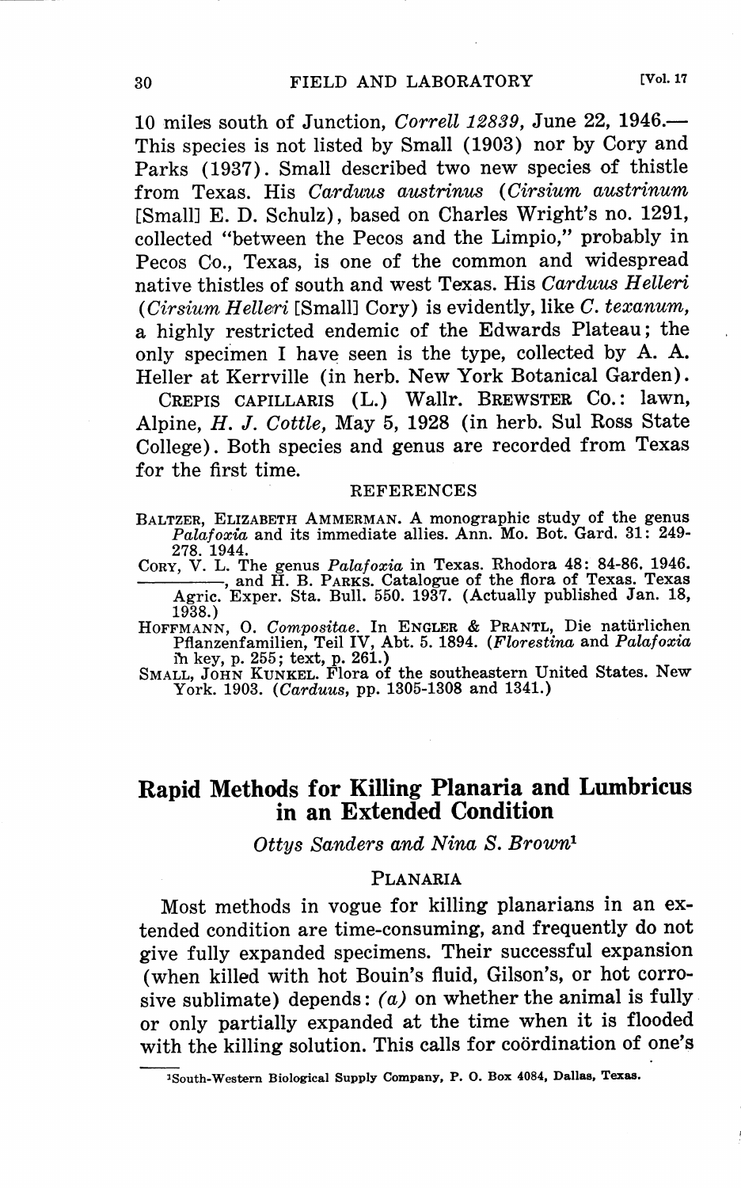10 miles south of Junction, *Correll 12839*, June 22, 1946.—This species is not listed by Small (1903) nor by Cory and Parks (1937). Small described two new species of thistle from Texas. His *Carduus austrinus* (*Cirsium austrinum* [Small] E. D. Schulz), based on Charles Wright's no. 1291, collected "between the Pecos and the Limpio," probably in Pecos Co., Texas, is one of the common and widespread native thistles of south and west Texas. His *Carduus Helleri* (*Cirsium Helleri* [Small] Cory) is evidently, like *C. texanum*, a highly restricted endemic of the Edwards Plateau; the only specimen I have seen is the type, collected by A. A. Heller at Kerrville (in herb. New York Botanical Garden).

CREPIS CAPILLARIS (L.) Wallr. BREWSTER CO.: lawn, Alpine, *H. J. Cottle*, May 5, 1928 (in herb. Sul Ross State College). Both species and genus are recorded from Texas for the first time.

### REFERENCES

BALTZER, ELIZABETH AMMERMAN. A monographic study of the genus *Palafoxia* and its immediate allies. Ann. Mo. Bot. Gard. 31: 249-278. 1944.

CORY, V. L. The genus *Palafoxia* in Texas. Rhodora 48: 84-86. 1946.

————, and H. B. PARKS. Catalogue of the flora of Texas. Texas Agric. Exper. Sta. Bull. 550. 1937. (Actually published Jan. 18, 1938.)

HOFFMANN, O. *Compositae*. In ENGLER & PRANTL, Die natürlichen Pflanzenfamilien, Teil IV, Abt. 5. 1894. (*Florestina* and *Palafoxia* in key, p. 255; text, p. 261.)

SMALL, JOHN KUNKEL. Flora of the southeastern United States. New York. 1903. (*Carduus*, pp. 1305-1308 and 1341.)

# Rapid Methods for Killing Planaria and Lumbricus in an Extended Condition

*Ottys Sanders and Nina S. Brown*[1]

## PLANARIA

Most methods in vogue for killing planarians in an extended condition are time-consuming, and frequently do not give fully expanded specimens. Their successful expansion (when killed with hot Bouin's fluid, Gilson's, or hot corrosive sublimate) depends: *(a)* on whether the animal is fully or only partially expanded at the time when it is flooded with the killing solution. This calls for coördination of one's

[1]South-Western Biological Supply Company, P. O. Box 4084, Dallas, Texas.